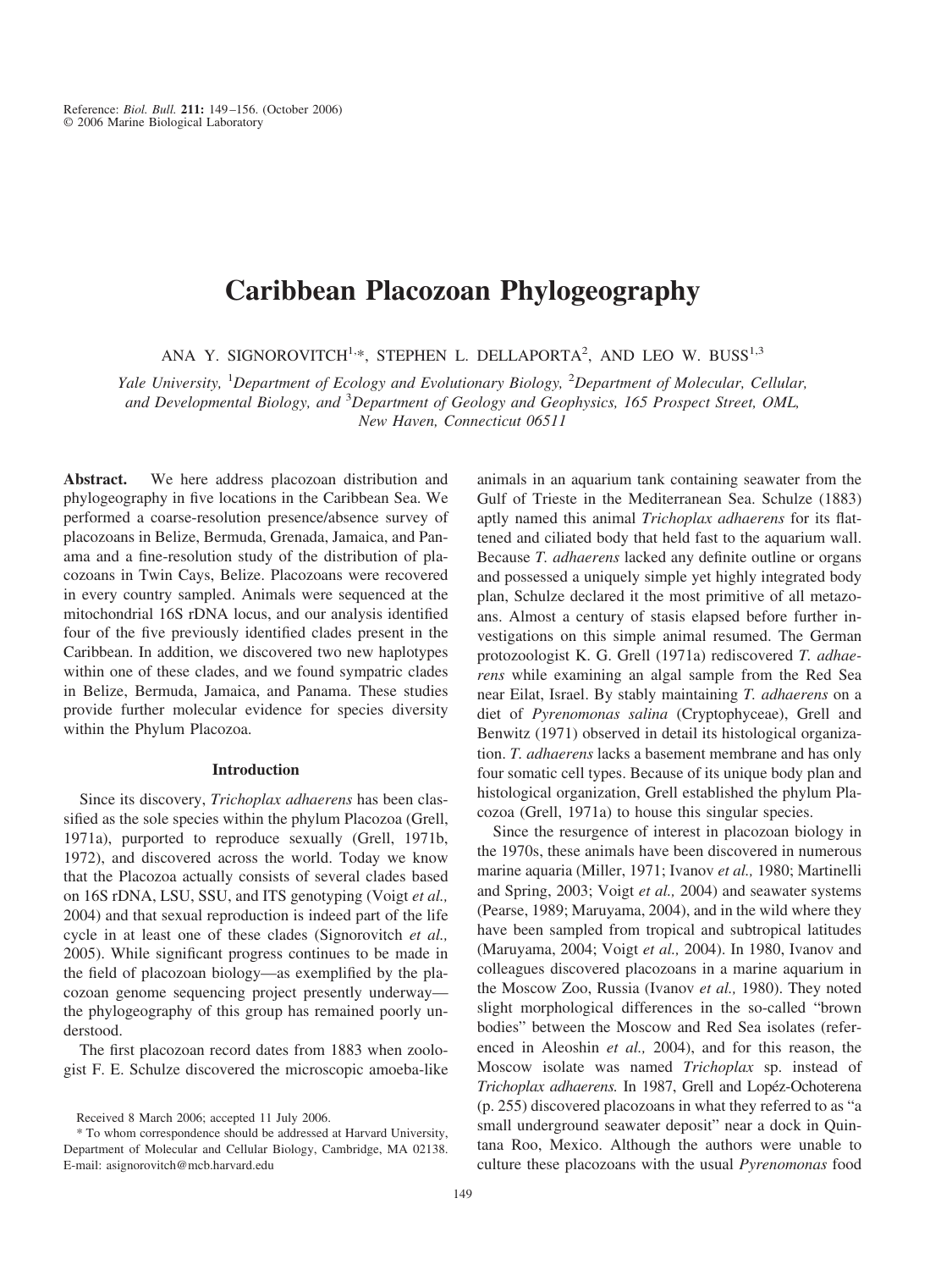# Caribbean Placozoan Phylogeography

ANA Y. SIGNOROVITCH[1,*], STEPHEN L. DELLAPORTA[2], AND LEO W. BUSS[1,3]

*Yale University, [1]Department of Ecology and Evolutionary Biology, [2]Department of Molecular, Cellular, and Developmental Biology, and [3]Department of Geology and Geophysics, 165 Prospect Street, OML, New Haven, Connecticut 06511*

**Abstract.** We here address placozoan distribution and phylogeography in five locations in the Caribbean Sea. We performed a coarse-resolution presence/absence survey of placozoans in Belize, Bermuda, Grenada, Jamaica, and Panama and a fine-resolution study of the distribution of placozoans in Twin Cays, Belize. Placozoans were recovered in every country sampled. Animals were sequenced at the mitochondrial 16S rDNA locus, and our analysis identified four of the five previously identified clades present in the Caribbean. In addition, we discovered two new haplotypes within one of these clades, and we found sympatric clades in Belize, Bermuda, Jamaica, and Panama. These studies provide further molecular evidence for species diversity within the Phylum Placozoa.

## Introduction

Since its discovery, *Trichoplax adhaerens* has been classified as the sole species within the phylum Placozoa (Grell, 1971a), purported to reproduce sexually (Grell, 1971b, 1972), and discovered across the world. Today we know that the Placozoa actually consists of several clades based on 16S rDNA, LSU, SSU, and ITS genotyping (Voigt *et al.,* 2004) and that sexual reproduction is indeed part of the life cycle in at least one of these clades (Signorovitch *et al.,* 2005). While significant progress continues to be made in the field of placozoan biology—as exemplified by the placozoan genome sequencing project presently underway—the phylogeography of this group has remained poorly understood.

The first placozoan record dates from 1883 when zoologist F. E. Schulze discovered the microscopic amoeba-like animals in an aquarium tank containing seawater from the Gulf of Trieste in the Mediterranean Sea. Schulze (1883) aptly named this animal *Trichoplax adhaerens* for its flattened and ciliated body that held fast to the aquarium wall. Because *T. adhaerens* lacked any definite outline or organs and possessed a uniquely simple yet highly integrated body plan, Schulze declared it the most primitive of all metazoans. Almost a century of stasis elapsed before further investigations on this simple animal resumed. The German protozoologist K. G. Grell (1971a) rediscovered *T. adhaerens* while examining an algal sample from the Red Sea near Eilat, Israel. By stably maintaining *T. adhaerens* on a diet of *Pyrenomonas salina* (Cryptophyceae), Grell and Benwitz (1971) observed in detail its histological organization. *T. adhaerens* lacks a basement membrane and has only four somatic cell types. Because of its unique body plan and histological organization, Grell established the phylum Placozoa (Grell, 1971a) to house this singular species.

Since the resurgence of interest in placozoan biology in the 1970s, these animals have been discovered in numerous marine aquaria (Miller, 1971; Ivanov *et al.,* 1980; Martinelli and Spring, 2003; Voigt *et al.,* 2004) and seawater systems (Pearse, 1989; Maruyama, 2004), and in the wild where they have been sampled from tropical and subtropical latitudes (Maruyama, 2004; Voigt *et al.,* 2004). In 1980, Ivanov and colleagues discovered placozoans in a marine aquarium in the Moscow Zoo, Russia (Ivanov *et al.,* 1980). They noted slight morphological differences in the so-called "brown bodies" between the Moscow and Red Sea isolates (referenced in Aleoshin *et al.,* 2004), and for this reason, the Moscow isolate was named *Trichoplax* sp. instead of *Trichoplax adhaerens.* In 1987, Grell and Lopéz-Ochoterena (p. 255) discovered placozoans in what they referred to as "a small underground seawater deposit" near a dock in Quintana Roo, Mexico. Although the authors were unable to culture these placozoans with the usual *Pyrenomonas* food

Received 8 March 2006; accepted 11 July 2006.

* To whom correspondence should be addressed at Harvard University, Department of Molecular and Cellular Biology, Cambridge, MA 02138. E-mail: asignorovitch@mcb.harvard.edu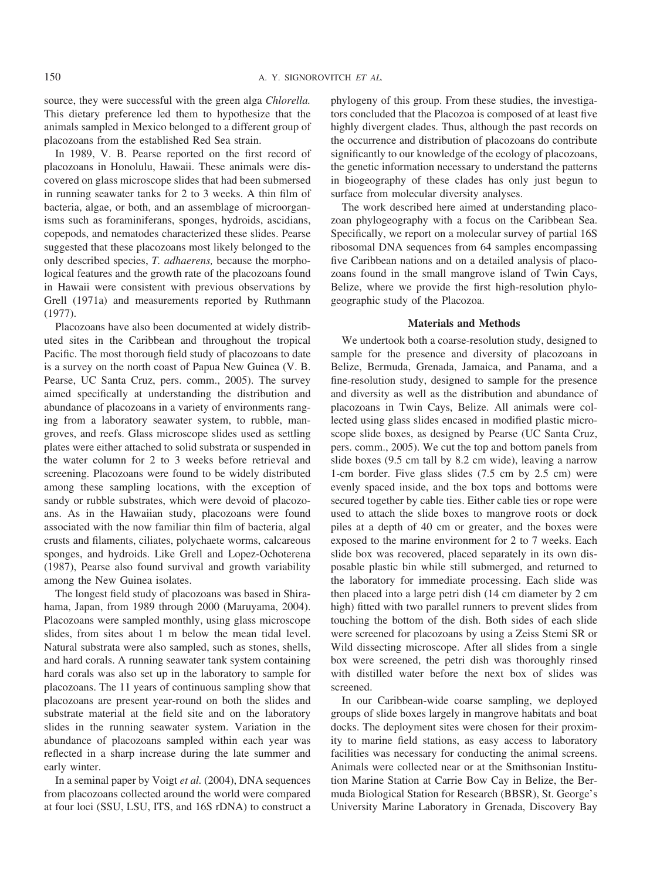source, they were successful with the green alga *Chlorella.* This dietary preference led them to hypothesize that the animals sampled in Mexico belonged to a different group of placozoans from the established Red Sea strain.

In 1989, V. B. Pearse reported on the first record of placozoans in Honolulu, Hawaii. These animals were discovered on glass microscope slides that had been submersed in running seawater tanks for 2 to 3 weeks. A thin film of bacteria, algae, or both, and an assemblage of microorganisms such as foraminiferans, sponges, hydroids, ascidians, copepods, and nematodes characterized these slides. Pearse suggested that these placozoans most likely belonged to the only described species, *T. adhaerens,* because the morphological features and the growth rate of the placozoans found in Hawaii were consistent with previous observations by Grell (1971a) and measurements reported by Ruthmann (1977).

Placozoans have also been documented at widely distributed sites in the Caribbean and throughout the tropical Pacific. The most thorough field study of placozoans to date is a survey on the north coast of Papua New Guinea (V. B. Pearse, UC Santa Cruz, pers. comm., 2005). The survey aimed specifically at understanding the distribution and abundance of placozoans in a variety of environments ranging from a laboratory seawater system, to rubble, mangroves, and reefs. Glass microscope slides used as settling plates were either attached to solid substrata or suspended in the water column for 2 to 3 weeks before retrieval and screening. Placozoans were found to be widely distributed among these sampling locations, with the exception of sandy or rubble substrates, which were devoid of placozoans. As in the Hawaiian study, placozoans were found associated with the now familiar thin film of bacteria, algal crusts and filaments, ciliates, polychaete worms, calcareous sponges, and hydroids. Like Grell and Lopez-Ochoterena (1987), Pearse also found survival and growth variability among the New Guinea isolates.

The longest field study of placozoans was based in Shirahama, Japan, from 1989 through 2000 (Maruyama, 2004). Placozoans were sampled monthly, using glass microscope slides, from sites about 1 m below the mean tidal level. Natural substrata were also sampled, such as stones, shells, and hard corals. A running seawater tank system containing hard corals was also set up in the laboratory to sample for placozoans. The 11 years of continuous sampling show that placozoans are present year-round on both the slides and substrate material at the field site and on the laboratory slides in the running seawater system. Variation in the abundance of placozoans sampled within each year was reflected in a sharp increase during the late summer and early winter.

In a seminal paper by Voigt *et al.* (2004), DNA sequences from placozoans collected around the world were compared at four loci (SSU, LSU, ITS, and 16S rDNA) to construct a phylogeny of this group. From these studies, the investigators concluded that the Placozoa is composed of at least five highly divergent clades. Thus, although the past records on the occurrence and distribution of placozoans do contribute significantly to our knowledge of the ecology of placozoans, the genetic information necessary to understand the patterns in biogeography of these clades has only just begun to surface from molecular diversity analyses.

The work described here aimed at understanding placozoan phylogeography with a focus on the Caribbean Sea. Specifically, we report on a molecular survey of partial 16S ribosomal DNA sequences from 64 samples encompassing five Caribbean nations and on a detailed analysis of placozoans found in the small mangrove island of Twin Cays, Belize, where we provide the first high-resolution phylogeographic study of the Placozoa.

## Materials and Methods

We undertook both a coarse-resolution study, designed to sample for the presence and diversity of placozoans in Belize, Bermuda, Grenada, Jamaica, and Panama, and a fine-resolution study, designed to sample for the presence and diversity as well as the distribution and abundance of placozoans in Twin Cays, Belize. All animals were collected using glass slides encased in modified plastic microscope slide boxes, as designed by Pearse (UC Santa Cruz, pers. comm., 2005). We cut the top and bottom panels from slide boxes (9.5 cm tall by 8.2 cm wide), leaving a narrow 1-cm border. Five glass slides (7.5 cm by 2.5 cm) were evenly spaced inside, and the box tops and bottoms were secured together by cable ties. Either cable ties or rope were used to attach the slide boxes to mangrove roots or dock piles at a depth of 40 cm or greater, and the boxes were exposed to the marine environment for 2 to 7 weeks. Each slide box was recovered, placed separately in its own disposable plastic bin while still submerged, and returned to the laboratory for immediate processing. Each slide was then placed into a large petri dish (14 cm diameter by 2 cm high) fitted with two parallel runners to prevent slides from touching the bottom of the dish. Both sides of each slide were screened for placozoans by using a Zeiss Stemi SR or Wild dissecting microscope. After all slides from a single box were screened, the petri dish was thoroughly rinsed with distilled water before the next box of slides was screened.

In our Caribbean-wide coarse sampling, we deployed groups of slide boxes largely in mangrove habitats and boat docks. The deployment sites were chosen for their proximity to marine field stations, as easy access to laboratory facilities was necessary for conducting the animal screens. Animals were collected near or at the Smithsonian Institution Marine Station at Carrie Bow Cay in Belize, the Bermuda Biological Station for Research (BBSR), St. George's University Marine Laboratory in Grenada, Discovery Bay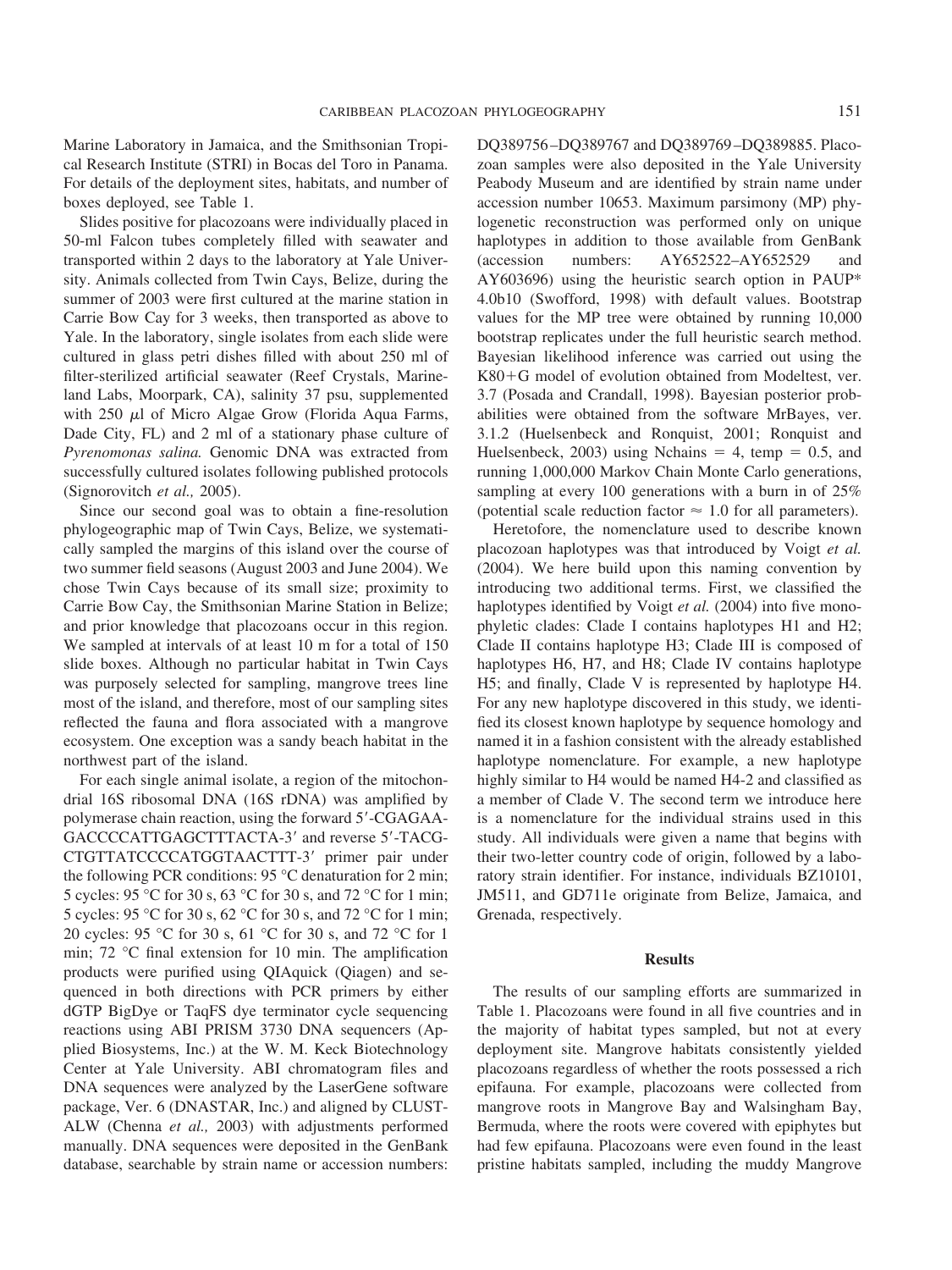Marine Laboratory in Jamaica, and the Smithsonian Tropical Research Institute (STRI) in Bocas del Toro in Panama. For details of the deployment sites, habitats, and number of boxes deployed, see Table 1.

Slides positive for placozoans were individually placed in 50-ml Falcon tubes completely filled with seawater and transported within 2 days to the laboratory at Yale University. Animals collected from Twin Cays, Belize, during the summer of 2003 were first cultured at the marine station in Carrie Bow Cay for 3 weeks, then transported as above to Yale. In the laboratory, single isolates from each slide were cultured in glass petri dishes filled with about 250 ml of filter-sterilized artificial seawater (Reef Crystals, Marineland Labs, Moorpark, CA), salinity 37 psu, supplemented with 250 $\mu$l of Micro Algae Grow (Florida Aqua Farms, Dade City, FL) and 2 ml of a stationary phase culture of *Pyrenomonas salina.* Genomic DNA was extracted from successfully cultured isolates following published protocols (Signorovitch *et al.,* 2005).

Since our second goal was to obtain a fine-resolution phylogeographic map of Twin Cays, Belize, we systematically sampled the margins of this island over the course of two summer field seasons (August 2003 and June 2004). We chose Twin Cays because of its small size; proximity to Carrie Bow Cay, the Smithsonian Marine Station in Belize; and prior knowledge that placozoans occur in this region. We sampled at intervals of at least 10 m for a total of 150 slide boxes. Although no particular habitat in Twin Cays was purposely selected for sampling, mangrove trees line most of the island, and therefore, most of our sampling sites reflected the fauna and flora associated with a mangrove ecosystem. One exception was a sandy beach habitat in the northwest part of the island.

For each single animal isolate, a region of the mitochondrial 16S ribosomal DNA (16S rDNA) was amplified by polymerase chain reaction, using the forward 5′-CGAGAAGACCCCATTGAGCTTTACTA-3′ and reverse 5′-TACGCTGTTATCCCCATGGTAACTTT-3′ primer pair under the following PCR conditions: 95 °C denaturation for 2 min; 5 cycles: 95 °C for 30 s, 63 °C for 30 s, and 72 °C for 1 min; 5 cycles: 95 °C for 30 s, 62 °C for 30 s, and 72 °C for 1 min; 20 cycles: 95 °C for 30 s, 61 °C for 30 s, and 72 °C for 1 min; 72 °C final extension for 10 min. The amplification products were purified using QIAquick (Qiagen) and sequenced in both directions with PCR primers by either dGTP BigDye or TaqFS dye terminator cycle sequencing reactions using ABI PRISM 3730 DNA sequencers (Applied Biosystems, Inc.) at the W. M. Keck Biotechnology Center at Yale University. ABI chromatogram files and DNA sequences were analyzed by the LaserGene software package, Ver. 6 (DNASTAR, Inc.) and aligned by CLUSTALW (Chenna *et al.,* 2003) with adjustments performed manually. DNA sequences were deposited in the GenBank database, searchable by strain name or accession numbers: DQ389756–DQ389767 and DQ389769–DQ389885. Placozoan samples were also deposited in the Yale University Peabody Museum and are identified by strain name under accession number 10653. Maximum parsimony (MP) phylogenetic reconstruction was performed only on unique haplotypes in addition to those available from GenBank (accession numbers: AY652522–AY652529 and AY603696) using the heuristic search option in PAUP* 4.0b10 (Swofford, 1998) with default values. Bootstrap values for the MP tree were obtained by running 10,000 bootstrap replicates under the full heuristic search method. Bayesian likelihood inference was carried out using the K80+G model of evolution obtained from Modeltest, ver. 3.7 (Posada and Crandall, 1998). Bayesian posterior probabilities were obtained from the software MrBayes, ver. 3.1.2 (Huelsenbeck and Ronquist, 2001; Ronquist and Huelsenbeck, 2003) using Nchains = 4, temp = 0.5, and running 1,000,000 Markov Chain Monte Carlo generations, sampling at every 100 generations with a burn in of 25% (potential scale reduction factor $\approx$ 1.0 for all parameters).

Heretofore, the nomenclature used to describe known placozoan haplotypes was that introduced by Voigt *et al.* (2004). We here build upon this naming convention by introducing two additional terms. First, we classified the haplotypes identified by Voigt *et al.* (2004) into five monophyletic clades: Clade I contains haplotypes H1 and H2; Clade II contains haplotype H3; Clade III is composed of haplotypes H6, H7, and H8; Clade IV contains haplotype H5; and finally, Clade V is represented by haplotype H4. For any new haplotype discovered in this study, we identified its closest known haplotype by sequence homology and named it in a fashion consistent with the already established haplotype nomenclature. For example, a new haplotype highly similar to H4 would be named H4-2 and classified as a member of Clade V. The second term we introduce here is a nomenclature for the individual strains used in this study. All individuals were given a name that begins with their two-letter country code of origin, followed by a laboratory strain identifier. For instance, individuals BZ10101, JM511, and GD711e originate from Belize, Jamaica, and Grenada, respectively.

## Results

The results of our sampling efforts are summarized in Table 1. Placozoans were found in all five countries and in the majority of habitat types sampled, but not at every deployment site. Mangrove habitats consistently yielded placozoans regardless of whether the roots possessed a rich epifauna. For example, placozoans were collected from mangrove roots in Mangrove Bay and Walsingham Bay, Bermuda, where the roots were covered with epiphytes but had few epifauna. Placozoans were even found in the least pristine habitats sampled, including the muddy Mangrove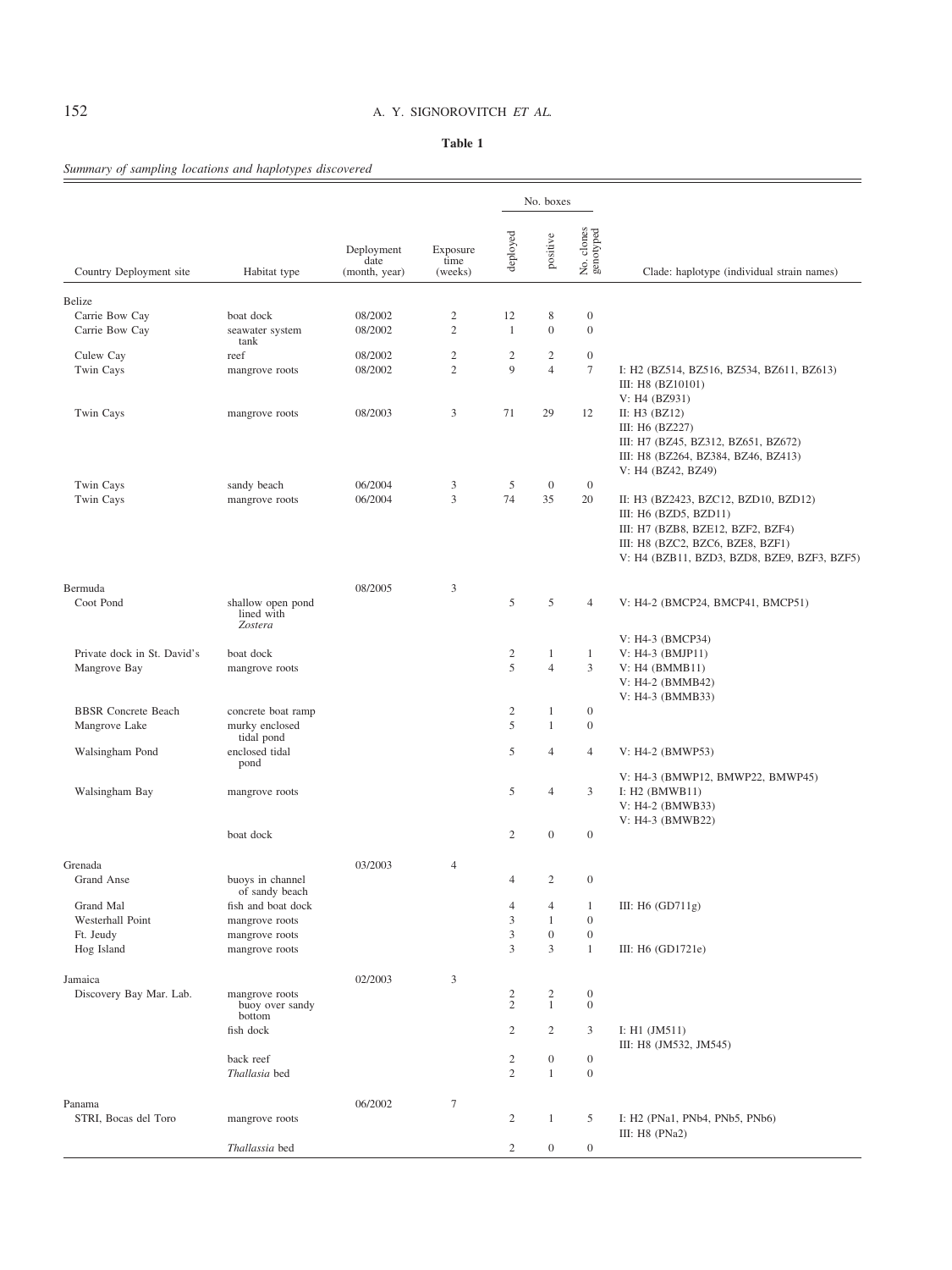**Table 1**

*Summary of sampling locations and haplotypes discovered*

| Country Deployment site | Habitat type | Deployment date (month, year) | Exposure time (weeks) | No. boxes deployed | No. boxes positive | No. clones genotyped | Clade: haplotype (individual strain names) |
|---|---|---|---|---|---|---|---|
| Belize | | | | | | | |
| Carrie Bow Cay | boat dock | 08/2002 | 2 | 12 | 8 | 0 | |
| Carrie Bow Cay | seawater system tank | 08/2002 | 2 | 1 | 0 | 0 | |
| Culew Cay | reef | 08/2002 | 2 | 2 | 2 | 0 | |
| Twin Cays | mangrove roots | 08/2002 | 2 | 9 | 4 | 7 | I: H2 (BZ514, BZ516, BZ534, BZ611, BZ613)<br>III: H8 (BZ10101)<br>V: H4 (BZ931) |
| Twin Cays | mangrove roots | 08/2003 | 3 | 71 | 29 | 12 | II: H3 (BZ12)<br>III: H6 (BZ227)<br>III: H7 (BZ45, BZ312, BZ651, BZ672)<br>III: H8 (BZ264, BZ384, BZ46, BZ413)<br>V: H4 (BZ42, BZ49) |
| Twin Cays | sandy beach | 06/2004 | 3 | 5 | 0 | 0 | |
| Twin Cays | mangrove roots | 06/2004 | 3 | 74 | 35 | 20 | II: H3 (BZ2423, BZC12, BZD10, BZD12)<br>III: H6 (BZD5, BZD11)<br>III: H7 (BZB8, BZE12, BZF2, BZF4)<br>III: H8 (BZC2, BZC6, BZE8, BZF1)<br>V: H4 (BZB11, BZD3, BZD8, BZE9, BZF3, BZF5) |
| Bermuda | | 08/2005 | 3 | | | | |
| Coot Pond | shallow open pond lined with *Zostera* | | | 5 | 5 | 4 | V: H4-2 (BMCP24, BMCP41, BMCP51)<br>V: H4-3 (BMCP34) |
| Private dock in St. David's | boat dock | | | 2 | 1 | 1 | V: H4-3 (BMJP11) |
| Mangrove Bay | mangrove roots | | | 5 | 4 | 3 | V: H4 (BMMB11)<br>V: H4-2 (BMMB42)<br>V: H4-3 (BMMB33) |
| BBSR Concrete Beach | concrete boat ramp | | | 2 | 1 | 0 | |
| Mangrove Lake | murky enclosed tidal pond | | | 5 | 1 | 0 | |
| Walsingham Pond | enclosed tidal pond | | | 5 | 4 | 4 | V: H4-2 (BMWP53)<br>V: H4-3 (BMWP12, BMWP22, BMWP45) |
| Walsingham Bay | mangrove roots | | | 5 | 4 | 3 | I: H2 (BMWB11)<br>V: H4-2 (BMWB33)<br>V: H4-3 (BMWB22) |
| | boat dock | | | 2 | 0 | 0 | |
| Grenada | | 03/2003 | 4 | | | | |
| Grand Anse | buoys in channel of sandy beach | | | 4 | 2 | 0 | |
| Grand Mal | fish and boat dock | | | 4 | 4 | 1 | III: H6 (GD711g) |
| Westerhall Point | mangrove roots | | | 3 | 1 | 0 | |
| Ft. Jeudy | mangrove roots | | | 3 | 0 | 0 | |
| Hog Island | mangrove roots | | | 3 | 3 | 1 | III: H6 (GD1721e) |
| Jamaica | | 02/2003 | 3 | | | | |
| Discovery Bay Mar. Lab. | mangrove roots | | | 2 | 2 | 0 | |
| | buoy over sandy bottom | | | 2 | 1 | 0 | |
| | fish dock | | | 2 | 2 | 3 | I: H1 (JM511)<br>III: H8 (JM532, JM545) |
| | back reef | | | 2 | 0 | 0 | |
| | *Thallasia* bed | | | 2 | 1 | 0 | |
| Panama | | 06/2002 | 7 | | | | |
| STRI, Bocas del Toro | mangrove roots | | | 2 | 1 | 5 | I: H2 (PNa1, PNb4, PNb5, PNb6)<br>III: H8 (PNa2) |
| | *Thallasia* bed | | | 2 | 0 | 0 | |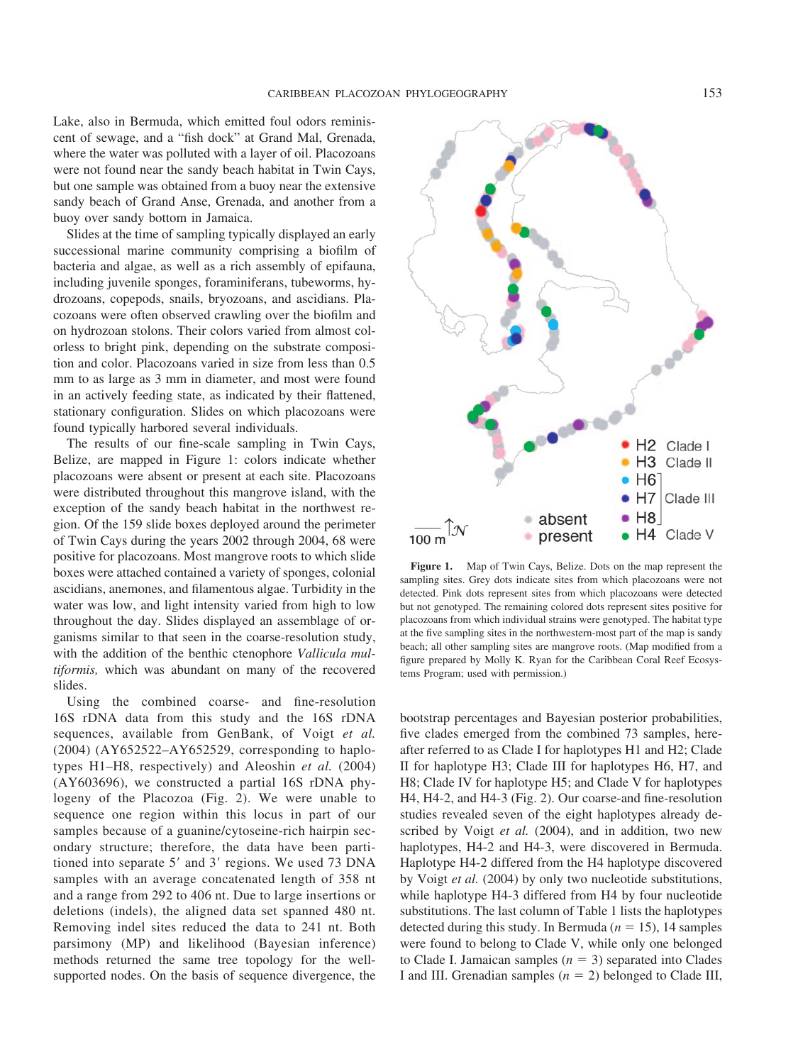Lake, also in Bermuda, which emitted foul odors reminiscent of sewage, and a "fish dock" at Grand Mal, Grenada, where the water was polluted with a layer of oil. Placozoans were not found near the sandy beach habitat in Twin Cays, but one sample was obtained from a buoy near the extensive sandy beach of Grand Anse, Grenada, and another from a buoy over sandy bottom in Jamaica.

Slides at the time of sampling typically displayed an early successional marine community comprising a biofilm of bacteria and algae, as well as a rich assembly of epifauna, including juvenile sponges, foraminiferans, tubeworms, hydrozoans, copepods, snails, bryozoans, and ascidians. Placozoans were often observed crawling over the biofilm and on hydrozoan stolons. Their colors varied from almost colorless to bright pink, depending on the substrate composition and color. Placozoans varied in size from less than 0.5 mm to as large as 3 mm in diameter, and most were found in an actively feeding state, as indicated by their flattened, stationary configuration. Slides on which placozoans were found typically harbored several individuals.

The results of our fine-scale sampling in Twin Cays, Belize, are mapped in Figure 1: colors indicate whether placozoans were absent or present at each site. Placozoans were distributed throughout this mangrove island, with the exception of the sandy beach habitat in the northwest region. Of the 159 slide boxes deployed around the perimeter of Twin Cays during the years 2002 through 2004, 68 were positive for placozoans. Most mangrove roots to which slide boxes were attached contained a variety of sponges, colonial ascidians, anemones, and filamentous algae. Turbidity in the water was low, and light intensity varied from high to low throughout the day. Slides displayed an assemblage of organisms similar to that seen in the coarse-resolution study, with the addition of the benthic ctenophore *Vallicula multiformis,* which was abundant on many of the recovered slides.

Using the combined coarse- and fine-resolution 16S rDNA data from this study and the 16S rDNA sequences, available from GenBank, of Voigt *et al.* (2004) (AY652522–AY652529, corresponding to haplotypes H1–H8, respectively) and Aleoshin *et al.* (2004) (AY603696), we constructed a partial 16S rDNA phylogeny of the Placozoa (Fig. 2). We were unable to sequence one region within this locus in part of our samples because of a guanine/cytoseine-rich hairpin secondary structure; therefore, the data have been partitioned into separate 5′ and 3′ regions. We used 73 DNA samples with an average concatenated length of 358 nt and a range from 292 to 406 nt. Due to large insertions or deletions (indels), the aligned data set spanned 480 nt. Removing indel sites reduced the data to 241 nt. Both parsimony (MP) and likelihood (Bayesian inference) methods returned the same tree topology for the well-supported nodes. On the basis of sequence divergence, the bootstrap percentages and Bayesian posterior probabilities, five clades emerged from the combined 73 samples, hereafter referred to as Clade I for haplotypes H1 and H2; Clade II for haplotype H3; Clade III for haplotypes H6, H7, and H8; Clade IV for haplotype H5; and Clade V for haplotypes H4, H4-2, and H4-3 (Fig. 2). Our coarse-and fine-resolution studies revealed seven of the eight haplotypes already described by Voigt *et al.* (2004), and in addition, two new haplotypes, H4-2 and H4-3, were discovered in Bermuda. Haplotype H4-2 differed from the H4 haplotype discovered by Voigt *et al.* (2004) by only two nucleotide substitutions, while haplotype H4-3 differed from H4 by four nucleotide substitutions. The last column of Table 1 lists the haplotypes detected during this study. In Bermuda ($n = 15$), 14 samples were found to belong to Clade V, while only one belonged to Clade I. Jamaican samples ($n = 3$) separated into Clades I and III. Grenadian samples ($n = 2$) belonged to Clade III,

**Figure 1.** Map of Twin Cays, Belize. Dots on the map represent the sampling sites. Grey dots indicate sites from which placozoans were not detected. Pink dots represent sites from which placozoans were detected but not genotyped. The remaining colored dots represent sites positive for placozoans from which individual strains were genotyped. The habitat type at the five sampling sites in the northwestern-most part of the map is sandy beach; all other sampling sites are mangrove roots. (Map modified from a figure prepared by Molly K. Ryan for the Caribbean Coral Reef Ecosystems Program; used with permission.)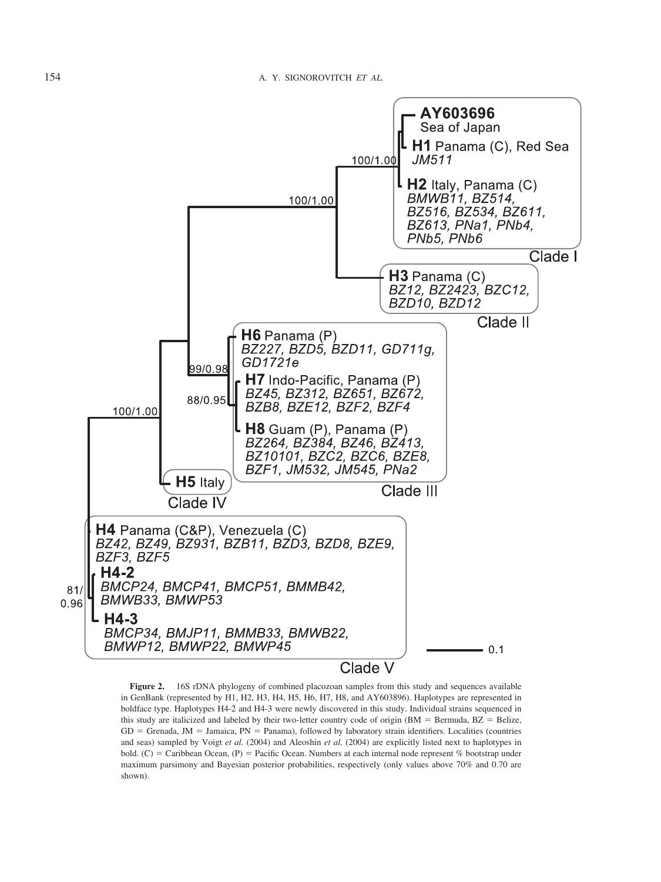**Figure 2.** 16S rDNA phylogeny of combined placozoan samples from this study and sequences available in GenBank (represented by H1, H2, H3, H4, H5, H6, H7, H8, and AY603896). Haplotypes are represented in boldface type. Haplotypes H4-2 and H4-3 were newly discovered in this study. Individual strains sequenced in this study are italicized and labeled by their two-letter country code of origin (BM = Bermuda, BZ = Belize, GD = Grenada, JM = Jamaica, PN = Panama), followed by laboratory strain identifiers. Localities (countries and seas) sampled by Voigt *et al.* (2004) and Aleoshin *et al.* (2004) are explicitly listed next to haplotypes in bold. (C) = Caribbean Ocean, (P) = Pacific Ocean. Numbers at each internal node represent % bootstrap under maximum parsimony and Bayesian posterior probabilities, respectively (only values above 70% and 0.70 are shown).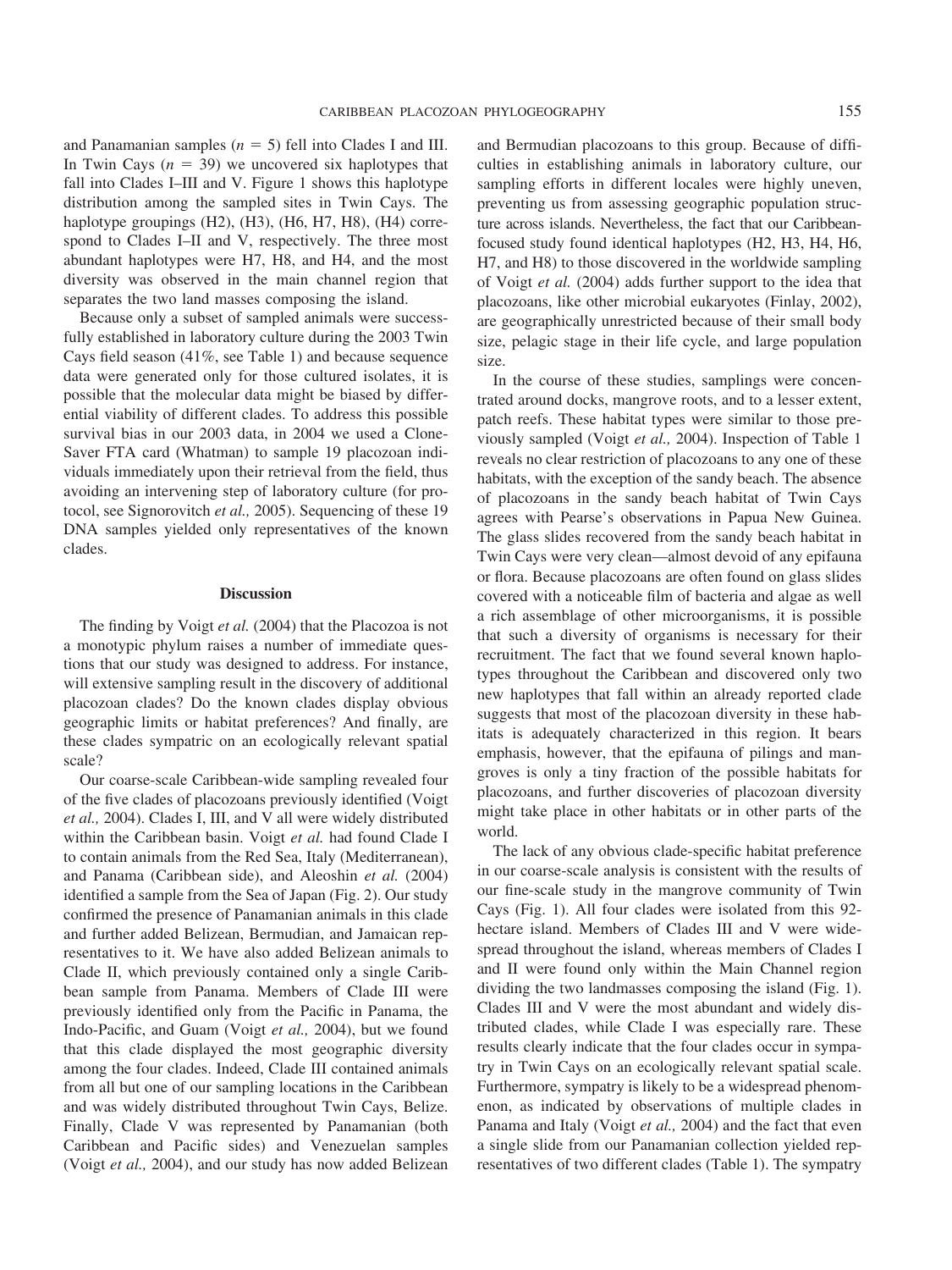and Panamanian samples ($n = 5$) fell into Clades I and III. In Twin Cays ($n = 39$) we uncovered six haplotypes that fall into Clades I–III and V. Figure 1 shows this haplotype distribution among the sampled sites in Twin Cays. The haplotype groupings (H2), (H3), (H6, H7, H8), (H4) correspond to Clades I–II and V, respectively. The three most abundant haplotypes were H7, H8, and H4, and the most diversity was observed in the main channel region that separates the two land masses composing the island.

Because only a subset of sampled animals were successfully established in laboratory culture during the 2003 Twin Cays field season (41%, see Table 1) and because sequence data were generated only for those cultured isolates, it is possible that the molecular data might be biased by differential viability of different clades. To address this possible survival bias in our 2003 data, in 2004 we used a Clone-Saver FTA card (Whatman) to sample 19 placozoan individuals immediately upon their retrieval from the field, thus avoiding an intervening step of laboratory culture (for protocol, see Signorovitch *et al.,* 2005). Sequencing of these 19 DNA samples yielded only representatives of the known clades.

## Discussion

The finding by Voigt *et al.* (2004) that the Placozoa is not a monotypic phylum raises a number of immediate questions that our study was designed to address. For instance, will extensive sampling result in the discovery of additional placozoan clades? Do the known clades display obvious geographic limits or habitat preferences? And finally, are these clades sympatric on an ecologically relevant spatial scale?

Our coarse-scale Caribbean-wide sampling revealed four of the five clades of placozoans previously identified (Voigt *et al.,* 2004). Clades I, III, and V all were widely distributed within the Caribbean basin. Voigt *et al.* had found Clade I to contain animals from the Red Sea, Italy (Mediterranean), and Panama (Caribbean side), and Aleoshin *et al.* (2004) identified a sample from the Sea of Japan (Fig. 2). Our study confirmed the presence of Panamanian animals in this clade and further added Belizean, Bermudian, and Jamaican representatives to it. We have also added Belizean animals to Clade II, which previously contained only a single Caribbean sample from Panama. Members of Clade III were previously identified only from the Pacific in Panama, the Indo-Pacific, and Guam (Voigt *et al.,* 2004), but we found that this clade displayed the most geographic diversity among the four clades. Indeed, Clade III contained animals from all but one of our sampling locations in the Caribbean and was widely distributed throughout Twin Cays, Belize. Finally, Clade V was represented by Panamanian (both Caribbean and Pacific sides) and Venezuelan samples (Voigt *et al.,* 2004), and our study has now added Belizean and Bermudian placozoans to this group. Because of difficulties in establishing animals in laboratory culture, our sampling efforts in different locales were highly uneven, preventing us from assessing geographic population structure across islands. Nevertheless, the fact that our Caribbean-focused study found identical haplotypes (H2, H3, H4, H6, H7, and H8) to those discovered in the worldwide sampling of Voigt *et al.* (2004) adds further support to the idea that placozoans, like other microbial eukaryotes (Finlay, 2002), are geographically unrestricted because of their small body size, pelagic stage in their life cycle, and large population size.

In the course of these studies, samplings were concentrated around docks, mangrove roots, and to a lesser extent, patch reefs. These habitat types were similar to those previously sampled (Voigt *et al.,* 2004). Inspection of Table 1 reveals no clear restriction of placozoans to any one of these habitats, with the exception of the sandy beach. The absence of placozoans in the sandy beach habitat of Twin Cays agrees with Pearse's observations in Papua New Guinea. The glass slides recovered from the sandy beach habitat in Twin Cays were very clean—almost devoid of any epifauna or flora. Because placozoans are often found on glass slides covered with a noticeable film of bacteria and algae as well a rich assemblage of other microorganisms, it is possible that such a diversity of organisms is necessary for their recruitment. The fact that we found several known haplotypes throughout the Caribbean and discovered only two new haplotypes that fall within an already reported clade suggests that most of the placozoan diversity in these habitats is adequately characterized in this region. It bears emphasis, however, that the epifauna of pilings and mangroves is only a tiny fraction of the possible habitats for placozoans, and further discoveries of placozoan diversity might take place in other habitats or in other parts of the world.

The lack of any obvious clade-specific habitat preference in our coarse-scale analysis is consistent with the results of our fine-scale study in the mangrove community of Twin Cays (Fig. 1). All four clades were isolated from this 92-hectare island. Members of Clades III and V were widespread throughout the island, whereas members of Clades I and II were found only within the Main Channel region dividing the two landmasses composing the island (Fig. 1). Clades III and V were the most abundant and widely distributed clades, while Clade I was especially rare. These results clearly indicate that the four clades occur in sympatry in Twin Cays on an ecologically relevant spatial scale. Furthermore, sympatry is likely to be a widespread phenomenon, as indicated by observations of multiple clades in Panama and Italy (Voigt *et al.,* 2004) and the fact that even a single slide from our Panamanian collection yielded representatives of two different clades (Table 1). The sympatry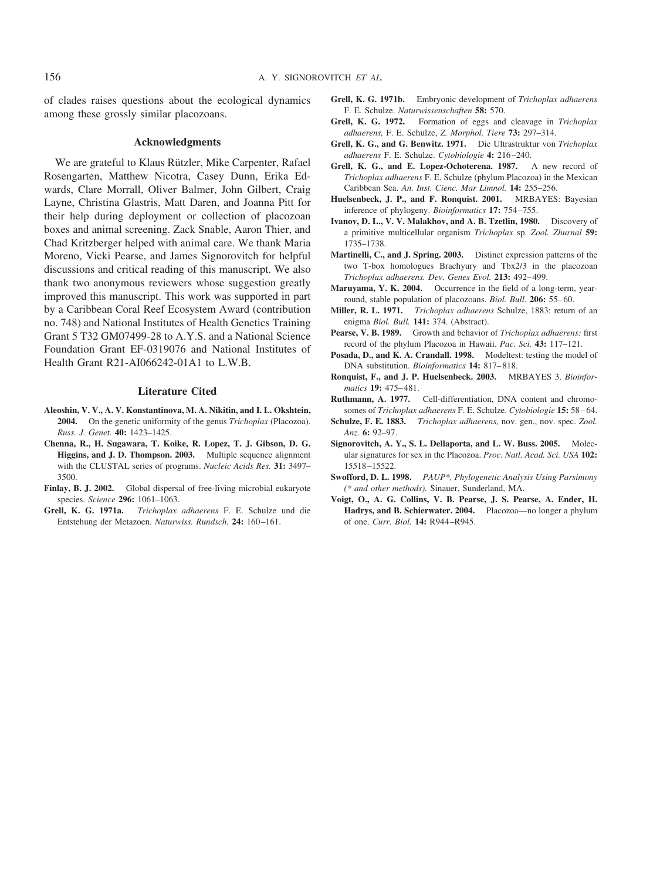of clades raises questions about the ecological dynamics among these grossly similar placozoans.

## Acknowledgments

We are grateful to Klaus Rützler, Mike Carpenter, Rafael Rosengarten, Matthew Nicotra, Casey Dunn, Erika Edwards, Clare Morrall, Oliver Balmer, John Gilbert, Craig Layne, Christina Glastris, Matt Daren, and Joanna Pitt for their help during deployment or collection of placozoan boxes and animal screening. Zack Snable, Aaron Thier, and Chad Kritzberger helped with animal care. We thank Maria Moreno, Vicki Pearse, and James Signorovitch for helpful discussions and critical reading of this manuscript. We also thank two anonymous reviewers whose suggestion greatly improved this manuscript. This work was supported in part by a Caribbean Coral Reef Ecosystem Award (contribution no. 748) and National Institutes of Health Genetics Training Grant 5 T32 GM07499-28 to A.Y.S. and a National Science Foundation Grant EF-0319076 and National Institutes of Health Grant R21-AI066242-01A1 to L.W.B.

## Literature Cited

**Aleoshin, V. V., A. V. Konstantinova, M. A. Nikitin, and I. L. Okshtein, 2004.** On the genetic uniformity of the genus *Trichoplax* (Placozoa). *Russ. J. Genet.* **40:** 1423–1425.

**Chenna, R., H. Sugawara, T. Koike, R. Lopez, T. J. Gibson, D. G. Higgins, and J. D. Thompson. 2003.** Multiple sequence alignment with the CLUSTAL series of programs. *Nucleic Acids Res.* **31:** 3497–3500.

**Finlay, B. J. 2002.** Global dispersal of free-living microbial eukaryote species. *Science* **296:** 1061–1063.

**Grell, K. G. 1971a.** *Trichoplax adhaerens* F. E. Schulze und die Entstehung der Metazoen. *Naturwiss. Rundsch.* **24:** 160–161.

**Grell, K. G. 1971b.** Embryonic development of *Trichoplax adhaerens* F. E. Schulze. *Naturwissenschaften* **58:** 570.

**Grell, K. G. 1972.** Formation of eggs and cleavage in *Trichoplax adhaerens,* F. E. Schulze, *Z. Morphol. Tiere* **73:** 297–314.

**Grell, K. G., and G. Benwitz. 1971.** Die Ultrastruktur von *Trichoplax adhaerens* F. E. Schulze. *Cytobiologie* **4:** 216–240.

**Grell, K. G., and E. Lopez-Ochoterena. 1987.** A new record of *Trichoplax adhaerens* F. E. Schulze (phylum Placozoa) in the Mexican Caribbean Sea. *An. Inst. Cienc. Mar Limnol.* **14:** 255–256.

**Huelsenbeck, J. P., and F. Ronquist. 2001.** MRBAYES: Bayesian inference of phylogeny. *Bioinformatics* **17:** 754–755.

**Ivanov, D. L., V. V. Malakhov, and A. B. Tzetlin, 1980.** Discovery of a primitive multicellular organism *Trichoplax* sp. *Zool. Zhurnal* **59:** 1735–1738.

**Martinelli, C., and J. Spring. 2003.** Distinct expression patterns of the two T-box homologues Brachyury and Tbx2/3 in the placozoan *Trichoplax adhaerens. Dev. Genes Evol.* **213:** 492–499.

**Maruyama, Y. K. 2004.** Occurrence in the field of a long-term, year-round, stable population of placozoans. *Biol. Bull.* **206:** 55–60.

**Miller, R. L. 1971.** *Trichoplax adhaerens* Schulze, 1883: return of an enigma *Biol. Bull.* **141:** 374. (Abstract).

**Pearse, V. B. 1989.** Growth and behavior of *Trichoplax adhaerens:* first record of the phylum Placozoa in Hawaii. *Pac. Sci.* **43:** 117–121.

**Posada, D., and K. A. Crandall. 1998.** Modeltest: testing the model of DNA substitution. *Bioinformatics* **14:** 817–818.

**Ronquist, F., and J. P. Huelsenbeck. 2003.** MRBAYES 3. *Bioinformatics* **19:** 475–481.

**Ruthmann, A. 1977.** Cell-differentiation, DNA content and chromosomes of *Trichoplax adhaerens* F. E. Schulze. *Cytobiologie* **15:** 58–64.

**Schulze, F. E. 1883.** *Trichoplax adhaerens,* nov. gen., nov. spec. *Zool. Anz.* **6:** 92–97.

**Signorovitch, A. Y., S. L. Dellaporta, and L. W. Buss. 2005.** Molecular signatures for sex in the Placozoa. *Proc. Natl. Acad. Sci. USA* **102:** 15518–15522.

**Swofford, D. L. 1998.** *PAUP\*, Phylogenetic Analysis Using Parsimony (\* and other methods).* Sinauer, Sunderland, MA.

**Voigt, O., A. G. Collins, V. B. Pearse, J. S. Pearse, A. Ender, H. Hadrys, and B. Schierwater. 2004.** Placozoa—no longer a phylum of one. *Curr. Biol.* **14:** R944–R945.